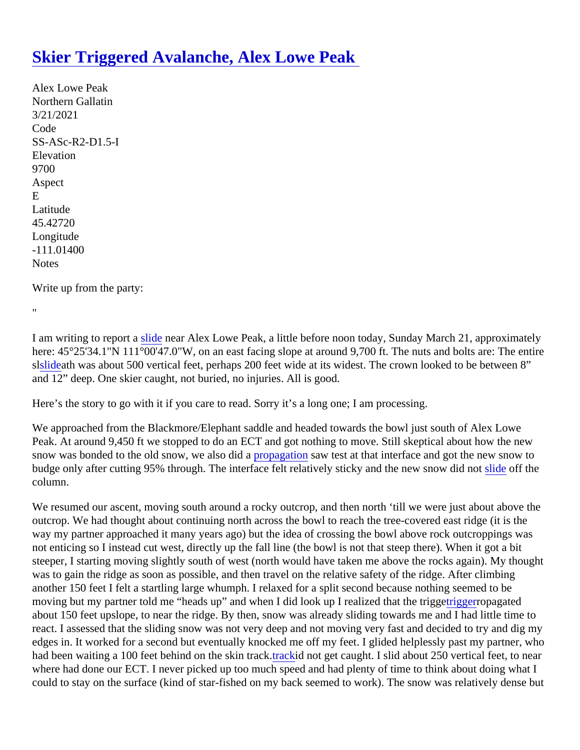# Skier Triggered Avalanche, Alex Lowe Peak

Alex Lowe Peak
Northern Gallatin
3/21/2021
Code
SS-ASc-R2-D1.5-I
Elevation
9700
Aspect
E
Latitude
45.42720
Longitude
-111.01400
Notes

Write up from the party:

"

I am writing to report a slide near Alex Lowe Peak, a little before noon today, Sunday March 21, approximately here: 45°25'34.1"N 111°00'47.0"W, on an east facing slope at around 9,700 ft. The nuts and bolts are: The entire slslidepath was about 500 vertical feet, perhaps 200 feet wide at its widest. The crown looked to be between 8" and 12" deep. One skier caught, not buried, no injuries. All is good.

Here's the story to go with it if you care to read. Sorry it's a long one; I am processing.

We approached from the Blackmore/Elephant saddle and headed towards the bowl just south of Alex Lowe Peak. At around 9,450 ft we stopped to do an ECT and got nothing to move. Still skeptical about how the new snow was bonded to the old snow, we also did a propagation saw test at that interface and got the new snow to budge only after cutting 95% through. The interface felt relatively sticky and the new snow did not slide off the column.

We resumed our ascent, moving south around a rocky outcrop, and then north 'till we were just about above the outcrop. We had thought about continuing north across the bowl to reach the tree-covered east ridge (it is the way my partner approached it many years ago) but the idea of crossing the bowl above rock outcroppings was not enticing so I instead cut west, directly up the fall line (the bowl is not that steep there). When it got a bit steeper, I starting moving slightly south of west (north would have taken me above the rocks again). My thought was to gain the ridge as soon as possible, and then travel on the relative safety of the ridge. After climbing another 150 feet I felt a startling large whumph. I relaxed for a split second because nothing seemed to be moving but my partner told me "heads up" and when I did look up I realized that the triggetriggerropagated about 150 feet upslope, to near the ridge. By then, snow was already sliding towards me and I had little time to react. I assessed that the sliding snow was not very deep and not moving very fast and decided to try and dig my edges in. It worked for a second but eventually knocked me off my feet. I glided helplessly past my partner, who had been waiting a 100 feet behind on the skin track.trackid not get caught. I slid about 250 vertical feet, to near where had done our ECT. I never picked up too much speed and had plenty of time to think about doing what I could to stay on the surface (kind of star-fished on my back seemed to work). The snow was relatively dense but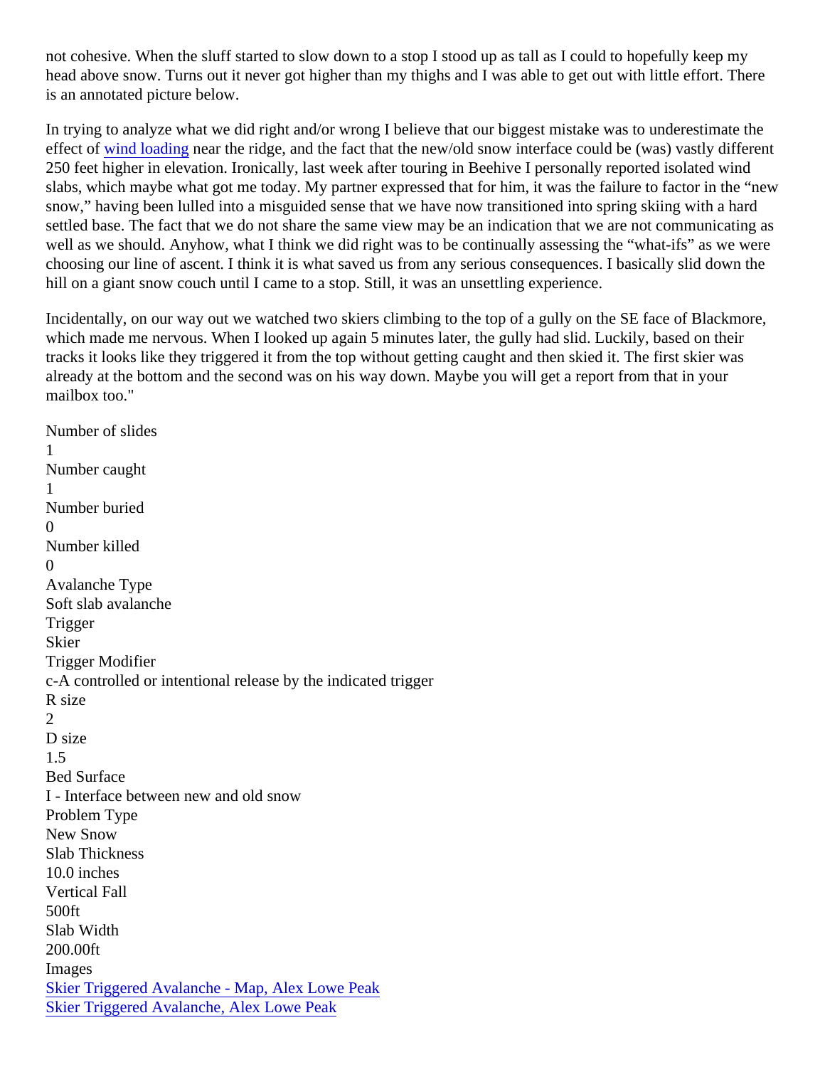not cohesive. When the sluff started to slow down to a stop I stood up as tall as I could to hopefully keep my head above snow. Turns out it never got higher than my thighs and I was able to get out with little effort. There is an annotated picture below.

In trying to analyze what we did right and/or wrong I believe that our biggest mistake was to underestimate the effect of wind loading near the ridge, and the fact that the new/old snow interface could be (was) vastly different 250 feet higher in elevation. Ironically, last week after touring in Beehive I personally reported isolated wind slabs, which maybe what got me today. My partner expressed that for him, it was the failure to factor in the "new snow," having been lulled into a misguided sense that we have now transitioned into spring skiing with a hard settled base. The fact that we do not share the same view may be an indication that we are not communicating as well as we should. Anyhow, what I think we did right was to be continually assessing the "what-ifs" as we were choosing our line of ascent. I think it is what saved us from any serious consequences. I basically slid down the hill on a giant snow couch until I came to a stop. Still, it was an unsettling experience.

Incidentally, on our way out we watched two skiers climbing to the top of a gully on the SE face of Blackmore, which made me nervous. When I looked up again 5 minutes later, the gully had slid. Luckily, based on their tracks it looks like they triggered it from the top without getting caught and then skied it. The first skier was already at the bottom and the second was on his way down. Maybe you will get a report from that in your mailbox too."

Number of slides
1
Number caught
1
Number buried
0
Number killed
0
Avalanche Type
Soft slab avalanche
Trigger
Skier
Trigger Modifier
c-A controlled or intentional release by the indicated trigger
R size
2
D size
1.5
Bed Surface
I - Interface between new and old snow
Problem Type
New Snow
Slab Thickness
10.0 inches
Vertical Fall
500ft
Slab Width
200.00ft
Images
Skier Triggered Avalanche - Map, Alex Lowe Peak
Skier Triggered Avalanche, Alex Lowe Peak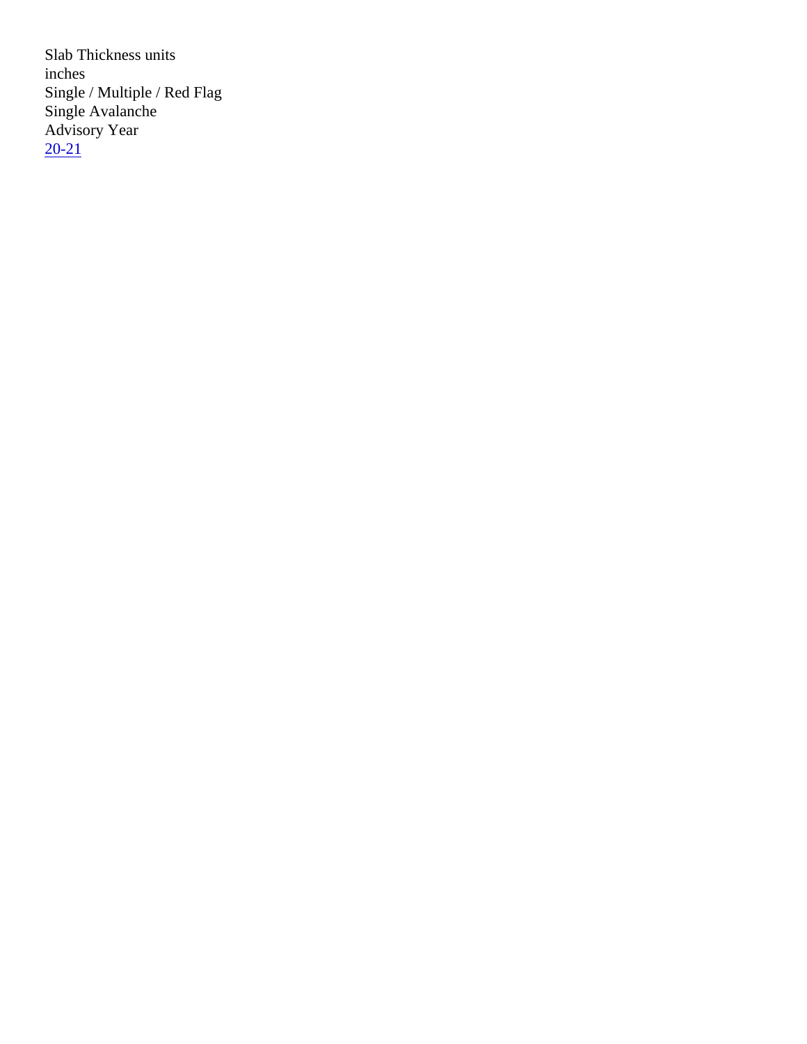Slab Thickness units
inches
Single / Multiple / Red Flag
Single Avalanche
Advisory Year
20-21